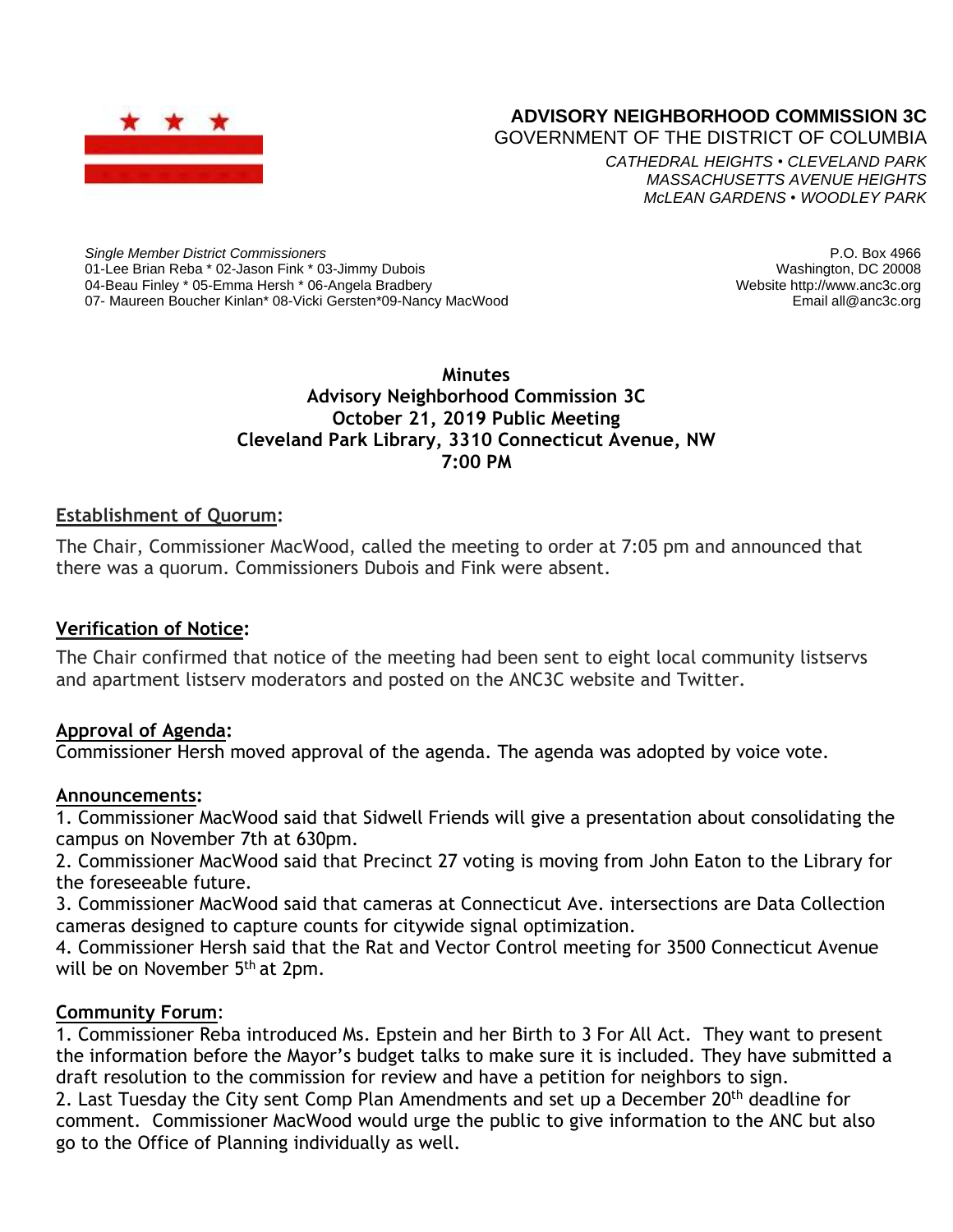# ADVISORY NEIGHBORHOOD COMMISSION 3C

GOVERNMENT OF THE DISTRICT OF COLUMBIA

*CATHEDRAL HEIGHTS • CLEVELAND PARK*
*MASSACHUSETTS AVENUE HEIGHTS*
*McLEAN GARDENS • WOODLEY PARK*

*Single Member District Commissioners*
01-Lee Brian Reba * 02-Jason Fink * 03-Jimmy Dubois
04-Beau Finley * 05-Emma Hersh * 06-Angela Bradbery
07- Maureen Boucher Kinlan* 08-Vicki Gersten*09-Nancy MacWood

P.O. Box 4966
Washington, DC 20008
Website http://www.anc3c.org
Email all@anc3c.org

**Minutes**
**Advisory Neighborhood Commission 3C**
**October 21, 2019 Public Meeting**
**Cleveland Park Library, 3310 Connecticut Avenue, NW**
**7:00 PM**

## Establishment of Quorum:

The Chair, Commissioner MacWood, called the meeting to order at 7:05 pm and announced that there was a quorum. Commissioners Dubois and Fink were absent.

## Verification of Notice:

The Chair confirmed that notice of the meeting had been sent to eight local community listservs and apartment listserv moderators and posted on the ANC3C website and Twitter.

## Approval of Agenda:

Commissioner Hersh moved approval of the agenda. The agenda was adopted by voice vote.

## Announcements:

1. Commissioner MacWood said that Sidwell Friends will give a presentation about consolidating the campus on November 7th at 630pm.
2. Commissioner MacWood said that Precinct 27 voting is moving from John Eaton to the Library for the foreseeable future.
3. Commissioner MacWood said that cameras at Connecticut Ave. intersections are Data Collection cameras designed to capture counts for citywide signal optimization.
4. Commissioner Hersh said that the Rat and Vector Control meeting for 3500 Connecticut Avenue will be on November 5th at 2pm.

## Community Forum:

1. Commissioner Reba introduced Ms. Epstein and her Birth to 3 For All Act. They want to present the information before the Mayor's budget talks to make sure it is included. They have submitted a draft resolution to the commission for review and have a petition for neighbors to sign.
2. Last Tuesday the City sent Comp Plan Amendments and set up a December 20th deadline for comment. Commissioner MacWood would urge the public to give information to the ANC but also go to the Office of Planning individually as well.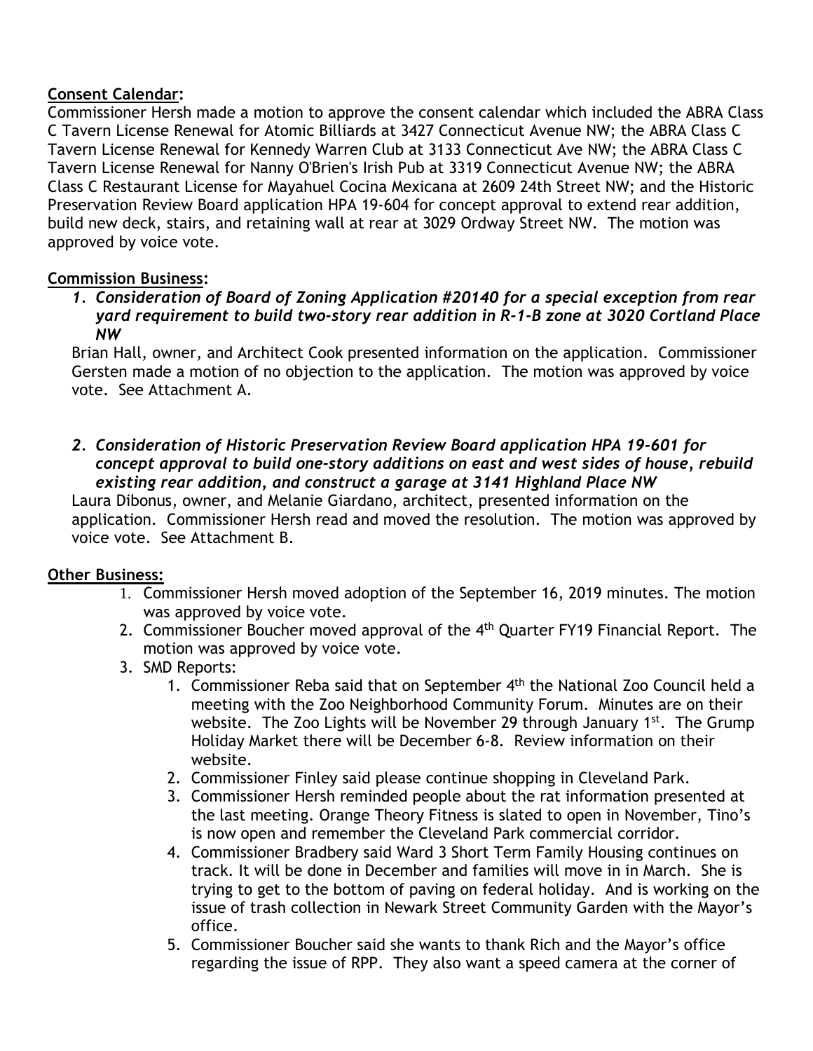**Consent Calendar:**
Commissioner Hersh made a motion to approve the consent calendar which included the ABRA Class C Tavern License Renewal for Atomic Billiards at 3427 Connecticut Avenue NW; the ABRA Class C Tavern License Renewal for Kennedy Warren Club at 3133 Connecticut Ave NW; the ABRA Class C Tavern License Renewal for Nanny O'Brien's Irish Pub at 3319 Connecticut Avenue NW; the ABRA Class C Restaurant License for Mayahuel Cocina Mexicana at 2609 24th Street NW; and the Historic Preservation Review Board application HPA 19-604 for concept approval to extend rear addition, build new deck, stairs, and retaining wall at rear at 3029 Ordway Street NW. The motion was approved by voice vote.

**Commission Business:**

1. ***Consideration of Board of Zoning Application #20140 for a special exception from rear yard requirement to build two-story rear addition in R-1-B zone at 3020 Cortland Place NW***

Brian Hall, owner, and Architect Cook presented information on the application. Commissioner Gersten made a motion of no objection to the application. The motion was approved by voice vote. See Attachment A.

2. ***Consideration of Historic Preservation Review Board application HPA 19-601 for concept approval to build one-story additions on east and west sides of house, rebuild existing rear addition, and construct a garage at 3141 Highland Place NW***

Laura Dibonus, owner, and Melanie Giardano, architect, presented information on the application. Commissioner Hersh read and moved the resolution. The motion was approved by voice vote. See Attachment B.

**Other Business:**

1. Commissioner Hersh moved adoption of the September 16, 2019 minutes. The motion was approved by voice vote.
2. Commissioner Boucher moved approval of the 4th Quarter FY19 Financial Report. The motion was approved by voice vote.
3. SMD Reports:
    1. Commissioner Reba said that on September 4th the National Zoo Council held a meeting with the Zoo Neighborhood Community Forum. Minutes are on their website. The Zoo Lights will be November 29 through January 1st. The Grump Holiday Market there will be December 6-8. Review information on their website.
    2. Commissioner Finley said please continue shopping in Cleveland Park.
    3. Commissioner Hersh reminded people about the rat information presented at the last meeting. Orange Theory Fitness is slated to open in November, Tino's is now open and remember the Cleveland Park commercial corridor.
    4. Commissioner Bradbery said Ward 3 Short Term Family Housing continues on track. It will be done in December and families will move in in March. She is trying to get to the bottom of paving on federal holiday. And is working on the issue of trash collection in Newark Street Community Garden with the Mayor's office.
    5. Commissioner Boucher said she wants to thank Rich and the Mayor's office regarding the issue of RPP. They also want a speed camera at the corner of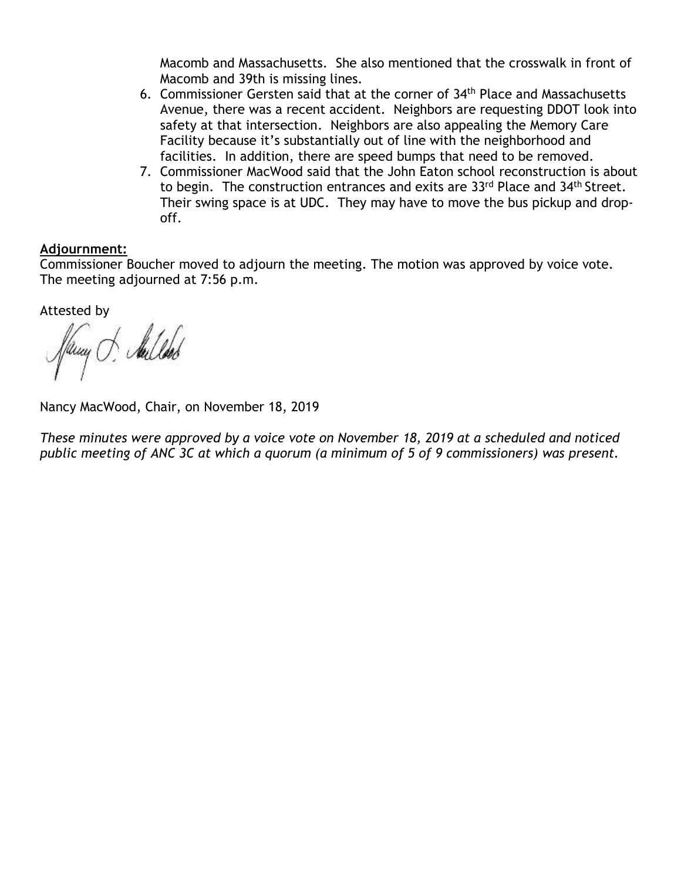Macomb and Massachusetts. She also mentioned that the crosswalk in front of Macomb and 39th is missing lines.

6. Commissioner Gersten said that at the corner of 34th Place and Massachusetts Avenue, there was a recent accident. Neighbors are requesting DDOT look into safety at that intersection. Neighbors are also appealing the Memory Care Facility because it's substantially out of line with the neighborhood and facilities. In addition, there are speed bumps that need to be removed.
7. Commissioner MacWood said that the John Eaton school reconstruction is about to begin. The construction entrances and exits are 33rd Place and 34th Street. Their swing space is at UDC. They may have to move the bus pickup and drop-off.

**Adjournment:**

Commissioner Boucher moved to adjourn the meeting. The motion was approved by voice vote. The meeting adjourned at 7:56 p.m.

Attested by

Nancy MacWood, Chair, on November 18, 2019

*These minutes were approved by a voice vote on November 18, 2019 at a scheduled and noticed public meeting of ANC 3C at which a quorum (a minimum of 5 of 9 commissioners) was present.*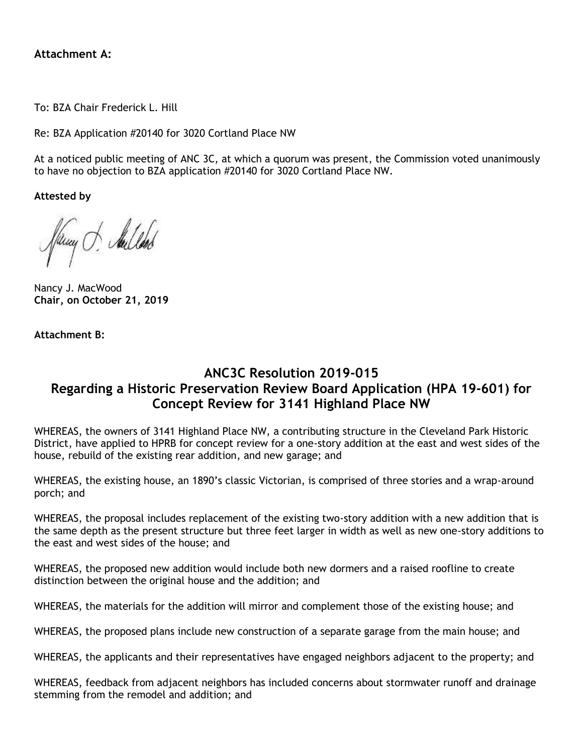**Attachment A:**

To: BZA Chair Frederick L. Hill

Re: BZA Application #20140 for 3020 Cortland Place NW

At a noticed public meeting of ANC 3C, at which a quorum was present, the Commission voted unanimously to have no objection to BZA application #20140 for 3020 Cortland Place NW.

**Attested by**

Nancy J. MacWood
**Chair, on October 21, 2019**

**Attachment B:**

## ANC3C Resolution 2019-015
## Regarding a Historic Preservation Review Board Application (HPA 19-601) for Concept Review for 3141 Highland Place NW

WHEREAS, the owners of 3141 Highland Place NW, a contributing structure in the Cleveland Park Historic District, have applied to HPRB for concept review for a one-story addition at the east and west sides of the house, rebuild of the existing rear addition, and new garage; and

WHEREAS, the existing house, an 1890's classic Victorian, is comprised of three stories and a wrap-around porch; and

WHEREAS, the proposal includes replacement of the existing two-story addition with a new addition that is the same depth as the present structure but three feet larger in width as well as new one-story additions to the east and west sides of the house; and

WHEREAS, the proposed new addition would include both new dormers and a raised roofline to create distinction between the original house and the addition; and

WHEREAS, the materials for the addition will mirror and complement those of the existing house; and

WHEREAS, the proposed plans include new construction of a separate garage from the main house; and

WHEREAS, the applicants and their representatives have engaged neighbors adjacent to the property; and

WHEREAS, feedback from adjacent neighbors has included concerns about stormwater runoff and drainage stemming from the remodel and addition; and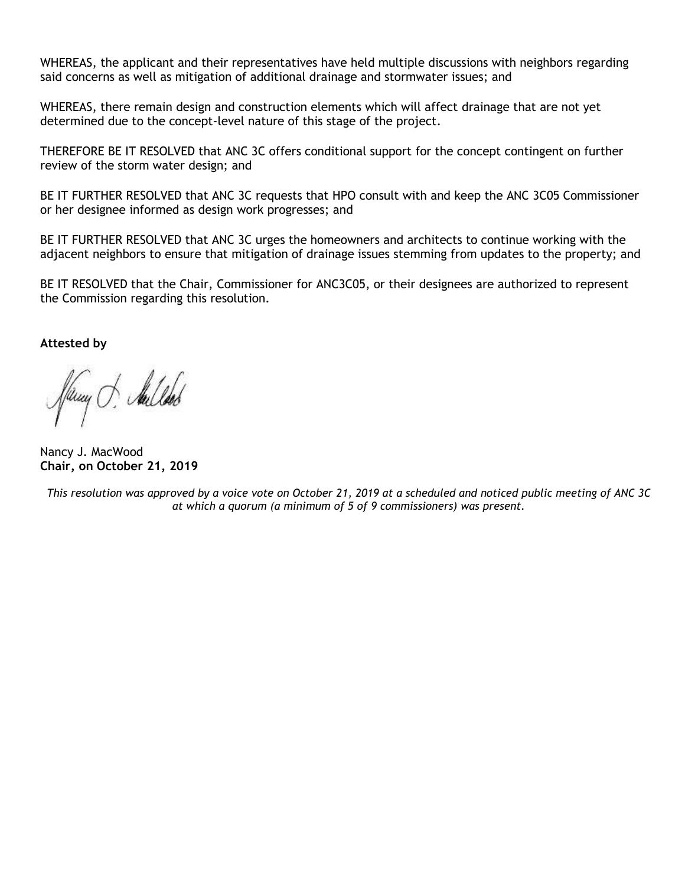WHEREAS, the applicant and their representatives have held multiple discussions with neighbors regarding said concerns as well as mitigation of additional drainage and stormwater issues; and

WHEREAS, there remain design and construction elements which will affect drainage that are not yet determined due to the concept-level nature of this stage of the project.

THEREFORE BE IT RESOLVED that ANC 3C offers conditional support for the concept contingent on further review of the storm water design; and

BE IT FURTHER RESOLVED that ANC 3C requests that HPO consult with and keep the ANC 3C05 Commissioner or her designee informed as design work progresses; and

BE IT FURTHER RESOLVED that ANC 3C urges the homeowners and architects to continue working with the adjacent neighbors to ensure that mitigation of drainage issues stemming from updates to the property; and

BE IT RESOLVED that the Chair, Commissioner for ANC3C05, or their designees are authorized to represent the Commission regarding this resolution.

**Attested by**

Nancy J. MacWood
**Chair, on October 21, 2019**

*This resolution was approved by a voice vote on October 21, 2019 at a scheduled and noticed public meeting of ANC 3C at which a quorum (a minimum of 5 of 9 commissioners) was present.*